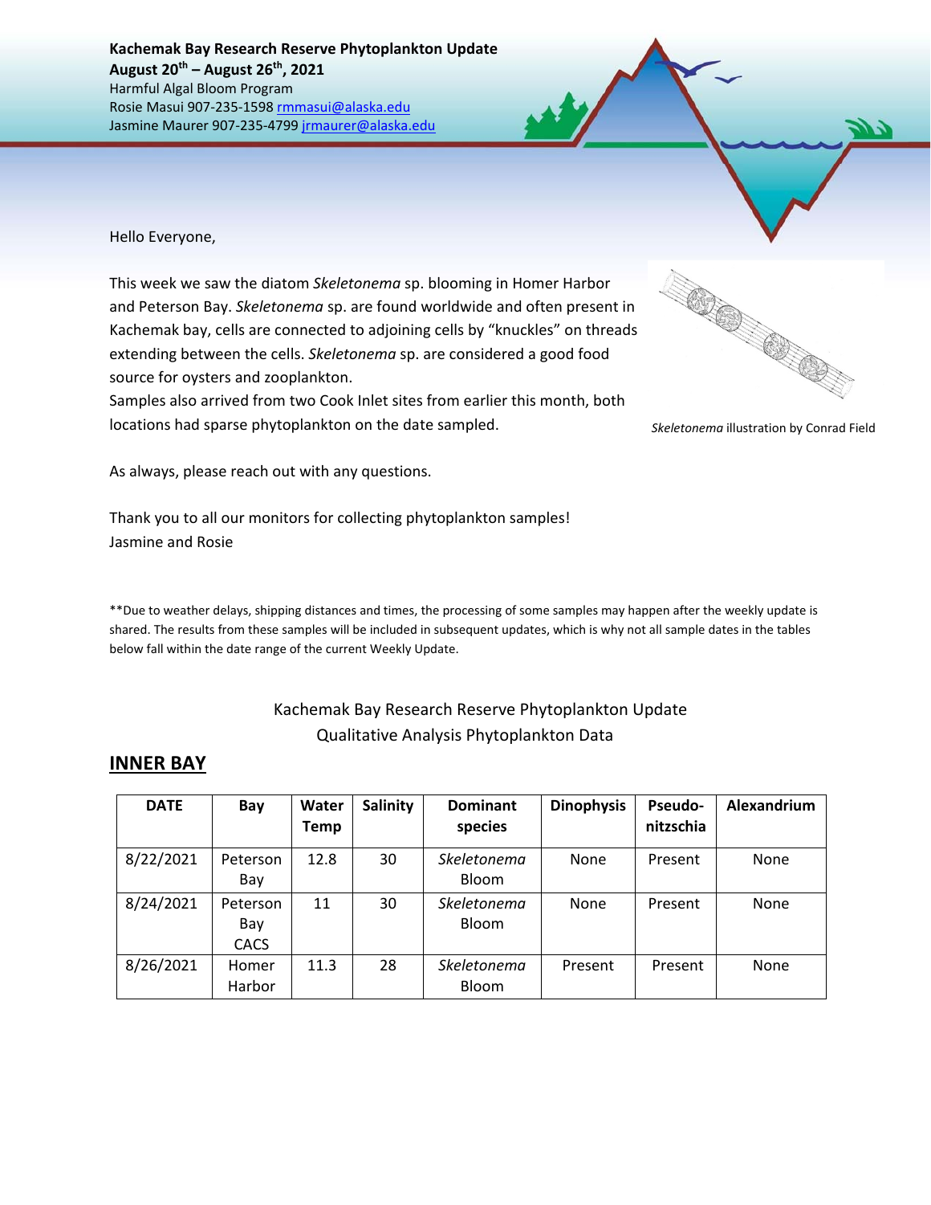**Kachemak Bay Research Reserve Phytoplankton Update**
**August 20th – August 26th, 2021**
Harmful Algal Bloom Program
Rosie Masui 907-235-1598 rmmasui@alaska.edu
Jasmine Maurer 907-235-4799 jrmaurer@alaska.edu

Hello Everyone,

This week we saw the diatom *Skeletonema* sp. blooming in Homer Harbor and Peterson Bay. *Skeletonema* sp. are found worldwide and often present in Kachemak bay, cells are connected to adjoining cells by "knuckles" on threads extending between the cells. *Skeletonema* sp. are considered a good food source for oysters and zooplankton.
Samples also arrived from two Cook Inlet sites from earlier this month, both locations had sparse phytoplankton on the date sampled.

*Skeletonema* illustration by Conrad Field

As always, please reach out with any questions.

Thank you to all our monitors for collecting phytoplankton samples!
Jasmine and Rosie

**Due to weather delays, shipping distances and times, the processing of some samples may happen after the weekly update is shared. The results from these samples will be included in subsequent updates, which is why not all sample dates in the tables below fall within the date range of the current Weekly Update.

Kachemak Bay Research Reserve Phytoplankton Update
Qualitative Analysis Phytoplankton Data

## INNER BAY

| DATE | Bay | Water Temp | Salinity | Dominant species | Dinophysis | Pseudo-nitzschia | Alexandrium |
|---|---|---|---|---|---|---|---|
| 8/22/2021 | Peterson Bay | 12.8 | 30 | *Skeletonema* Bloom | None | Present | None |
| 8/24/2021 | Peterson Bay CACS | 11 | 30 | *Skeletonema* Bloom | None | Present | None |
| 8/26/2021 | Homer Harbor | 11.3 | 28 | *Skeletonema* Bloom | Present | Present | None |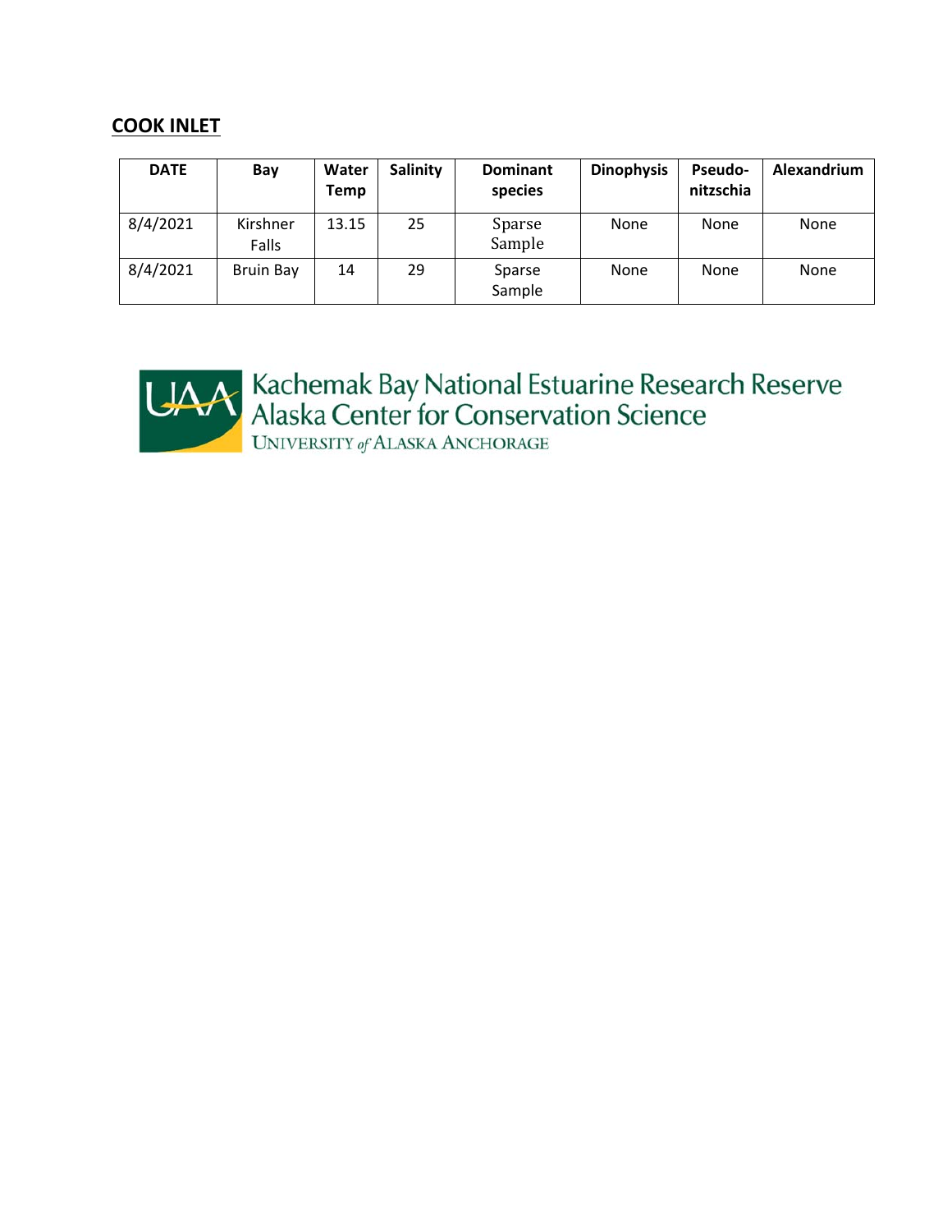## COOK INLET

| DATE | Bay | Water Temp | Salinity | Dominant species | Dinophysis | Pseudo-nitzschia | Alexandrium |
|---|---|---|---|---|---|---|---|
| 8/4/2021 | Kirshner Falls | 13.15 | 25 | Sparse Sample | None | None | None |
| 8/4/2021 | Bruin Bay | 14 | 29 | Sparse Sample | None | None | None |

Kachemak Bay National Estuarine Research Reserve
Alaska Center for Conservation Science
UNIVERSITY of ALASKA ANCHORAGE